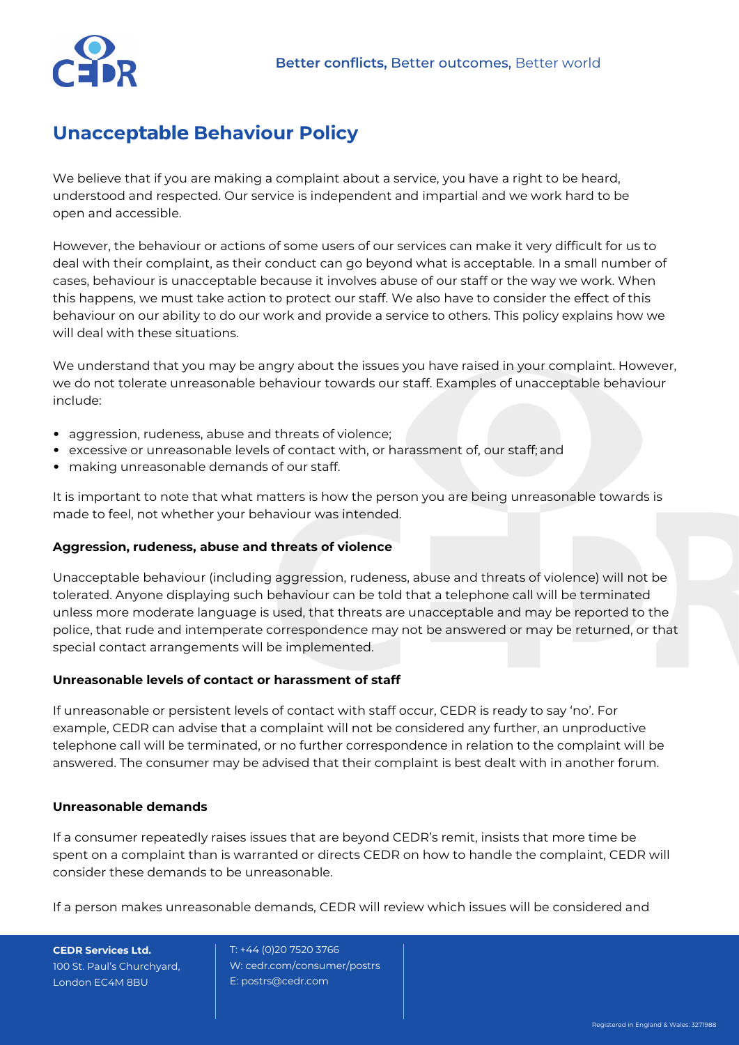# Unacceptable Behaviour Policy

We believe that if you are making a complaint about a service, you have a right to be heard, understood and respected. Our service is independent and impartial and we work hard to be open and accessible.

However, the behaviour or actions of some users of our services can make it very difficult for us to deal with their complaint, as their conduct can go beyond what is acceptable. In a small number of cases, behaviour is unacceptable because it involves abuse of our staff or the way we work. When this happens, we must take action to protect our staff. We also have to consider the effect of this behaviour on our ability to do our work and provide a service to others. This policy explains how we will deal with these situations.

We understand that you may be angry about the issues you have raised in your complaint. However, we do not tolerate unreasonable behaviour towards our staff. Examples of unacceptable behaviour include:

- aggression, rudeness, abuse and threats of violence;
- excessive or unreasonable levels of contact with, or harassment of, our staff; and
- making unreasonable demands of our staff.

It is important to note that what matters is how the person you are being unreasonable towards is made to feel, not whether your behaviour was intended.

**Aggression, rudeness, abuse and threats of violence**

Unacceptable behaviour (including aggression, rudeness, abuse and threats of violence) will not be tolerated. Anyone displaying such behaviour can be told that a telephone call will be terminated unless more moderate language is used, that threats are unacceptable and may be reported to the police, that rude and intemperate correspondence may not be answered or may be returned, or that special contact arrangements will be implemented.

**Unreasonable levels of contact or harassment of staff**

If unreasonable or persistent levels of contact with staff occur, CEDR is ready to say 'no'. For example, CEDR can advise that a complaint will not be considered any further, an unproductive telephone call will be terminated, or no further correspondence in relation to the complaint will be answered. The consumer may be advised that their complaint is best dealt with in another forum.

**Unreasonable demands**

If a consumer repeatedly raises issues that are beyond CEDR's remit, insists that more time be spent on a complaint than is warranted or directs CEDR on how to handle the complaint, CEDR will consider these demands to be unreasonable.

If a person makes unreasonable demands, CEDR will review which issues will be considered and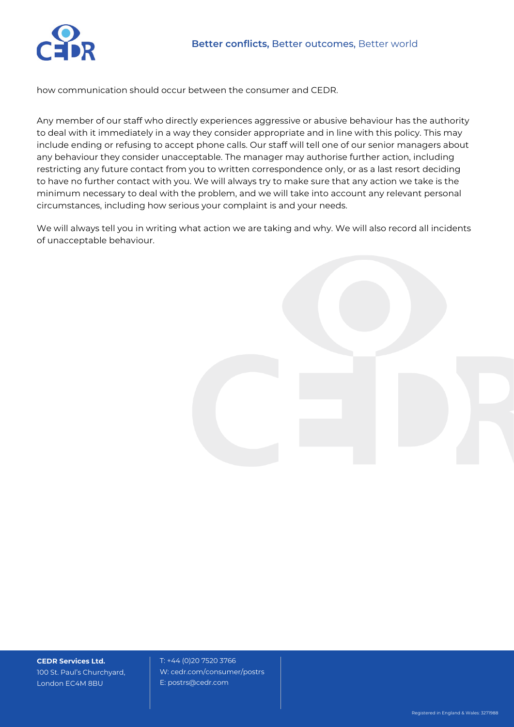how communication should occur between the consumer and CEDR.

Any member of our staff who directly experiences aggressive or abusive behaviour has the authority to deal with it immediately in a way they consider appropriate and in line with this policy. This may include ending or refusing to accept phone calls. Our staff will tell one of our senior managers about any behaviour they consider unacceptable. The manager may authorise further action, including restricting any future contact from you to written correspondence only, or as a last resort deciding to have no further contact with you. We will always try to make sure that any action we take is the minimum necessary to deal with the problem, and we will take into account any relevant personal circumstances, including how serious your complaint is and your needs.

We will always tell you in writing what action we are taking and why. We will also record all incidents of unacceptable behaviour.